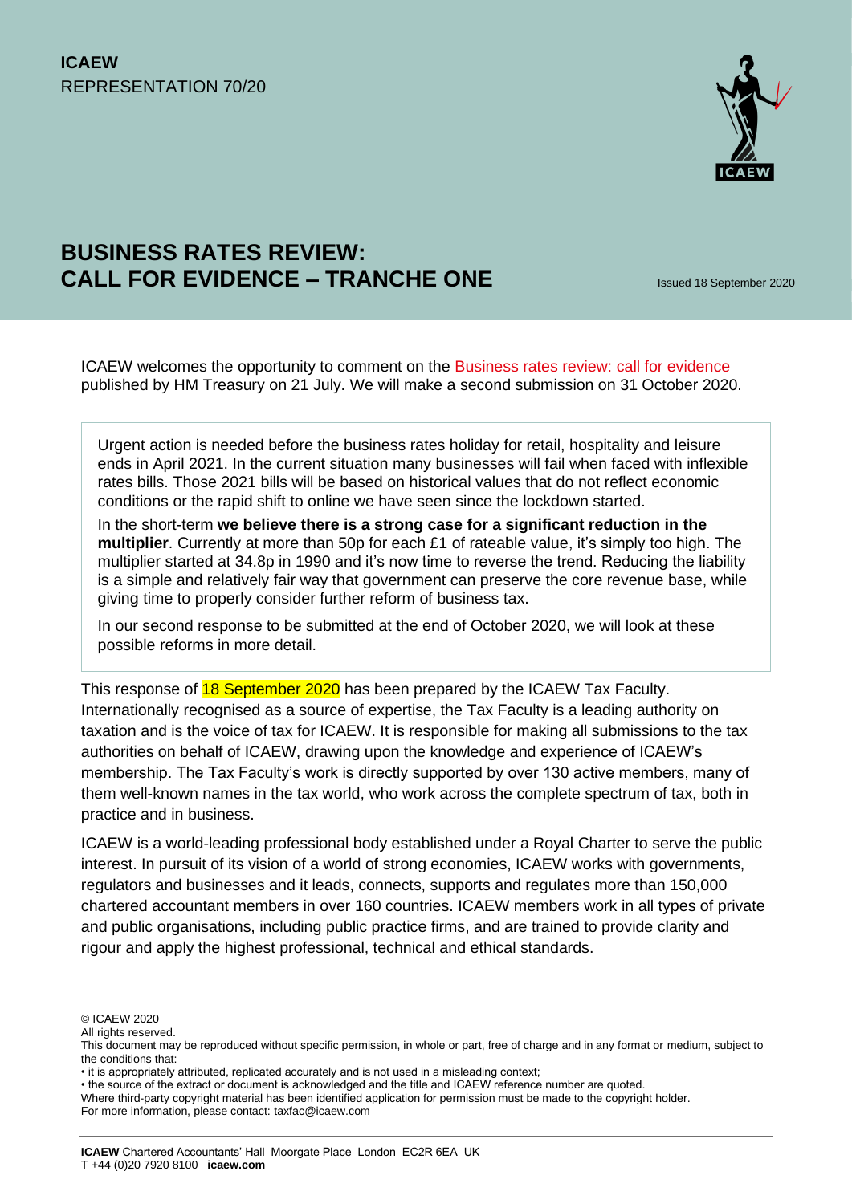**ICAEW**
REPRESENTATION 70/20

# BUSINESS RATES REVIEW: CALL FOR EVIDENCE – TRANCHE ONE

Issued 18 September 2020

ICAEW welcomes the opportunity to comment on the Business rates review: call for evidence published by HM Treasury on 21 July. We will make a second submission on 31 October 2020.

> Urgent action is needed before the business rates holiday for retail, hospitality and leisure ends in April 2021. In the current situation many businesses will fail when faced with inflexible rates bills. Those 2021 bills will be based on historical values that do not reflect economic conditions or the rapid shift to online we have seen since the lockdown started.
>
> In the short-term **we believe there is a strong case for a significant reduction in the multiplier**. Currently at more than 50p for each £1 of rateable value, it's simply too high. The multiplier started at 34.8p in 1990 and it's now time to reverse the trend. Reducing the liability is a simple and relatively fair way that government can preserve the core revenue base, while giving time to properly consider further reform of business tax.
>
> In our second response to be submitted at the end of October 2020, we will look at these possible reforms in more detail.

This response of 18 September 2020 has been prepared by the ICAEW Tax Faculty. Internationally recognised as a source of expertise, the Tax Faculty is a leading authority on taxation and is the voice of tax for ICAEW. It is responsible for making all submissions to the tax authorities on behalf of ICAEW, drawing upon the knowledge and experience of ICAEW's membership. The Tax Faculty's work is directly supported by over 130 active members, many of them well-known names in the tax world, who work across the complete spectrum of tax, both in practice and in business.

ICAEW is a world-leading professional body established under a Royal Charter to serve the public interest. In pursuit of its vision of a world of strong economies, ICAEW works with governments, regulators and businesses and it leads, connects, supports and regulates more than 150,000 chartered accountant members in over 160 countries. ICAEW members work in all types of private and public organisations, including public practice firms, and are trained to provide clarity and rigour and apply the highest professional, technical and ethical standards.

© ICAEW 2020
All rights reserved.
This document may be reproduced without specific permission, in whole or part, free of charge and in any format or medium, subject to the conditions that:
• it is appropriately attributed, replicated accurately and is not used in a misleading context;
• the source of the extract or document is acknowledged and the title and ICAEW reference number are quoted.
Where third-party copyright material has been identified application for permission must be made to the copyright holder.
For more information, please contact: taxfac@icaew.com

**ICAEW** Chartered Accountants' Hall Moorgate Place London EC2R 6EA UK
T +44 (0)20 7920 8100 **icaew.com**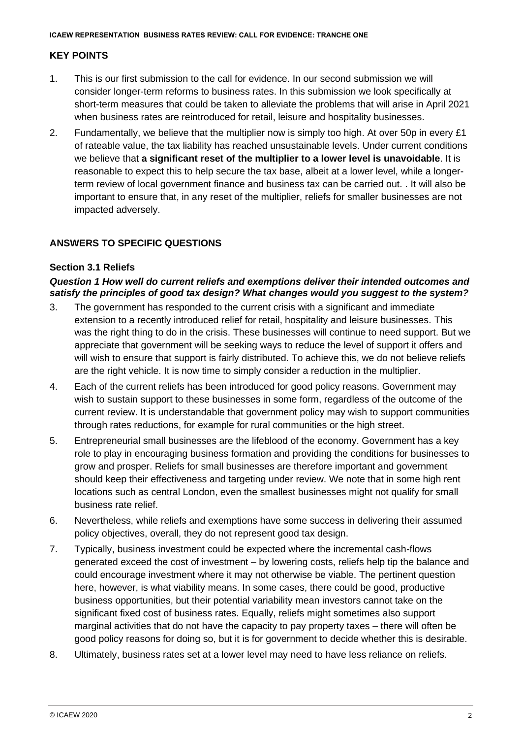## KEY POINTS

1. This is our first submission to the call for evidence. In our second submission we will consider longer-term reforms to business rates. In this submission we look specifically at short-term measures that could be taken to alleviate the problems that will arise in April 2021 when business rates are reintroduced for retail, leisure and hospitality businesses.

2. Fundamentally, we believe that the multiplier now is simply too high. At over 50p in every £1 of rateable value, the tax liability has reached unsustainable levels. Under current conditions we believe that **a significant reset of the multiplier to a lower level is unavoidable**. It is reasonable to expect this to help secure the tax base, albeit at a lower level, while a longer-term review of local government finance and business tax can be carried out. . It will also be important to ensure that, in any reset of the multiplier, reliefs for smaller businesses are not impacted adversely.

## ANSWERS TO SPECIFIC QUESTIONS

### Section 3.1 Reliefs

***Question 1 How well do current reliefs and exemptions deliver their intended outcomes and satisfy the principles of good tax design? What changes would you suggest to the system?***

3. The government has responded to the current crisis with a significant and immediate extension to a recently introduced relief for retail, hospitality and leisure businesses. This was the right thing to do in the crisis. These businesses will continue to need support. But we appreciate that government will be seeking ways to reduce the level of support it offers and will wish to ensure that support is fairly distributed. To achieve this, we do not believe reliefs are the right vehicle. It is now time to simply consider a reduction in the multiplier.

4. Each of the current reliefs has been introduced for good policy reasons. Government may wish to sustain support to these businesses in some form, regardless of the outcome of the current review. It is understandable that government policy may wish to support communities through rates reductions, for example for rural communities or the high street.

5. Entrepreneurial small businesses are the lifeblood of the economy. Government has a key role to play in encouraging business formation and providing the conditions for businesses to grow and prosper. Reliefs for small businesses are therefore important and government should keep their effectiveness and targeting under review. We note that in some high rent locations such as central London, even the smallest businesses might not qualify for small business rate relief.

6. Nevertheless, while reliefs and exemptions have some success in delivering their assumed policy objectives, overall, they do not represent good tax design.

7. Typically, business investment could be expected where the incremental cash-flows generated exceed the cost of investment – by lowering costs, reliefs help tip the balance and could encourage investment where it may not otherwise be viable. The pertinent question here, however, is what viability means. In some cases, there could be good, productive business opportunities, but their potential variability mean investors cannot take on the significant fixed cost of business rates. Equally, reliefs might sometimes also support marginal activities that do not have the capacity to pay property taxes – there will often be good policy reasons for doing so, but it is for government to decide whether this is desirable.

8. Ultimately, business rates set at a lower level may need to have less reliance on reliefs.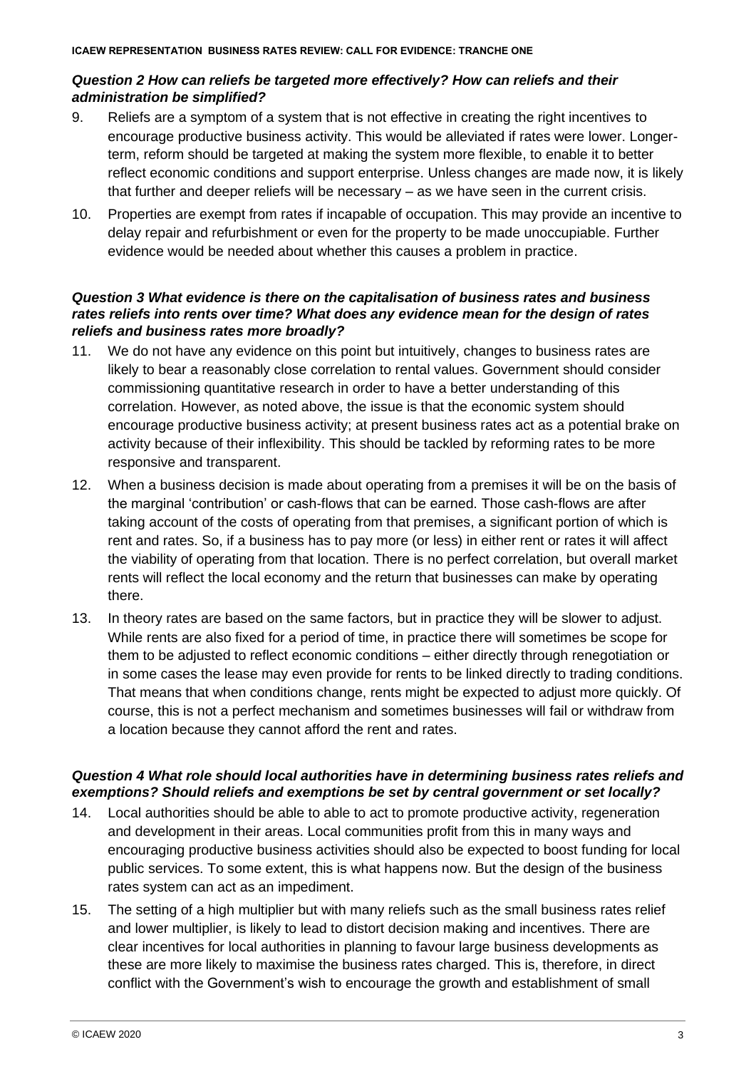***Question 2 How can reliefs be targeted more effectively? How can reliefs and their administration be simplified?***

9. Reliefs are a symptom of a system that is not effective in creating the right incentives to encourage productive business activity. This would be alleviated if rates were lower. Longer-term, reform should be targeted at making the system more flexible, to enable it to better reflect economic conditions and support enterprise. Unless changes are made now, it is likely that further and deeper reliefs will be necessary – as we have seen in the current crisis.

10. Properties are exempt from rates if incapable of occupation. This may provide an incentive to delay repair and refurbishment or even for the property to be made unoccupiable. Further evidence would be needed about whether this causes a problem in practice.

***Question 3 What evidence is there on the capitalisation of business rates and business rates reliefs into rents over time? What does any evidence mean for the design of rates reliefs and business rates more broadly?***

11. We do not have any evidence on this point but intuitively, changes to business rates are likely to bear a reasonably close correlation to rental values. Government should consider commissioning quantitative research in order to have a better understanding of this correlation. However, as noted above, the issue is that the economic system should encourage productive business activity; at present business rates act as a potential brake on activity because of their inflexibility. This should be tackled by reforming rates to be more responsive and transparent.

12. When a business decision is made about operating from a premises it will be on the basis of the marginal 'contribution' or cash-flows that can be earned. Those cash-flows are after taking account of the costs of operating from that premises, a significant portion of which is rent and rates. So, if a business has to pay more (or less) in either rent or rates it will affect the viability of operating from that location. There is no perfect correlation, but overall market rents will reflect the local economy and the return that businesses can make by operating there.

13. In theory rates are based on the same factors, but in practice they will be slower to adjust. While rents are also fixed for a period of time, in practice there will sometimes be scope for them to be adjusted to reflect economic conditions – either directly through renegotiation or in some cases the lease may even provide for rents to be linked directly to trading conditions. That means that when conditions change, rents might be expected to adjust more quickly. Of course, this is not a perfect mechanism and sometimes businesses will fail or withdraw from a location because they cannot afford the rent and rates.

***Question 4 What role should local authorities have in determining business rates reliefs and exemptions? Should reliefs and exemptions be set by central government or set locally?***

14. Local authorities should be able to able to act to promote productive activity, regeneration and development in their areas. Local communities profit from this in many ways and encouraging productive business activities should also be expected to boost funding for local public services. To some extent, this is what happens now. But the design of the business rates system can act as an impediment.

15. The setting of a high multiplier but with many reliefs such as the small business rates relief and lower multiplier, is likely to lead to distort decision making and incentives. There are clear incentives for local authorities in planning to favour large business developments as these are more likely to maximise the business rates charged. This is, therefore, in direct conflict with the Government's wish to encourage the growth and establishment of small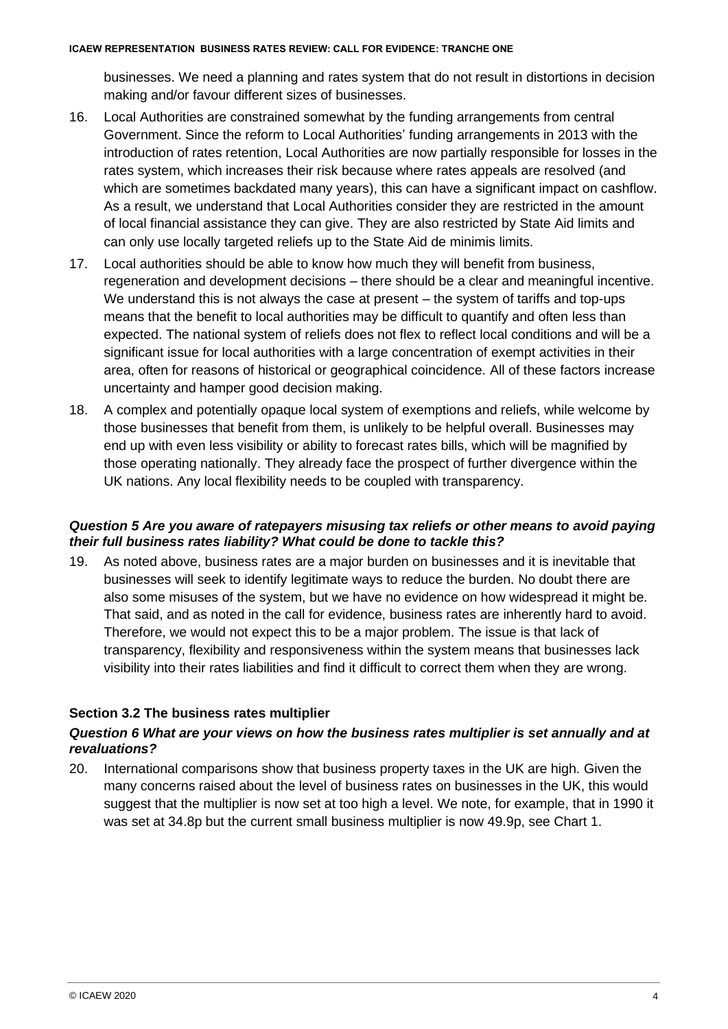businesses. We need a planning and rates system that do not result in distortions in decision making and/or favour different sizes of businesses.

16. Local Authorities are constrained somewhat by the funding arrangements from central Government. Since the reform to Local Authorities' funding arrangements in 2013 with the introduction of rates retention, Local Authorities are now partially responsible for losses in the rates system, which increases their risk because where rates appeals are resolved (and which are sometimes backdated many years), this can have a significant impact on cashflow. As a result, we understand that Local Authorities consider they are restricted in the amount of local financial assistance they can give. They are also restricted by State Aid limits and can only use locally targeted reliefs up to the State Aid de minimis limits.

17. Local authorities should be able to know how much they will benefit from business, regeneration and development decisions – there should be a clear and meaningful incentive. We understand this is not always the case at present – the system of tariffs and top-ups means that the benefit to local authorities may be difficult to quantify and often less than expected. The national system of reliefs does not flex to reflect local conditions and will be a significant issue for local authorities with a large concentration of exempt activities in their area, often for reasons of historical or geographical coincidence. All of these factors increase uncertainty and hamper good decision making.

18. A complex and potentially opaque local system of exemptions and reliefs, while welcome by those businesses that benefit from them, is unlikely to be helpful overall. Businesses may end up with even less visibility or ability to forecast rates bills, which will be magnified by those operating nationally. They already face the prospect of further divergence within the UK nations. Any local flexibility needs to be coupled with transparency.

***Question 5 Are you aware of ratepayers misusing tax reliefs or other means to avoid paying their full business rates liability? What could be done to tackle this?***

19. As noted above, business rates are a major burden on businesses and it is inevitable that businesses will seek to identify legitimate ways to reduce the burden. No doubt there are also some misuses of the system, but we have no evidence on how widespread it might be. That said, and as noted in the call for evidence, business rates are inherently hard to avoid. Therefore, we would not expect this to be a major problem. The issue is that lack of transparency, flexibility and responsiveness within the system means that businesses lack visibility into their rates liabilities and find it difficult to correct them when they are wrong.

### Section 3.2 The business rates multiplier

***Question 6 What are your views on how the business rates multiplier is set annually and at revaluations?***

20. International comparisons show that business property taxes in the UK are high. Given the many concerns raised about the level of business rates on businesses in the UK, this would suggest that the multiplier is now set at too high a level. We note, for example, that in 1990 it was set at 34.8p but the current small business multiplier is now 49.9p, see Chart 1.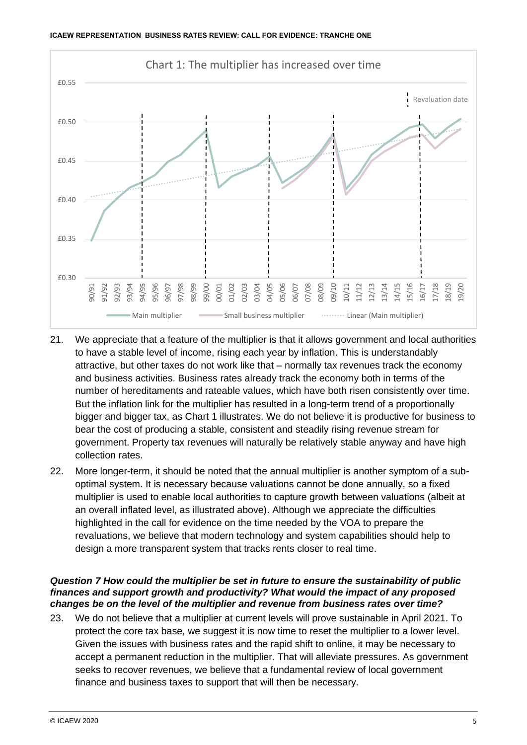Chart 1: The multiplier has increased over time

21. We appreciate that a feature of the multiplier is that it allows government and local authorities to have a stable level of income, rising each year by inflation. This is understandably attractive, but other taxes do not work like that – normally tax revenues track the economy and business activities. Business rates already track the economy both in terms of the number of hereditaments and rateable values, which have both risen consistently over time. But the inflation link for the multiplier has resulted in a long-term trend of a proportionally bigger and bigger tax, as Chart 1 illustrates. We do not believe it is productive for business to bear the cost of producing a stable, consistent and steadily rising revenue stream for government. Property tax revenues will naturally be relatively stable anyway and have high collection rates.

22. More longer-term, it should be noted that the annual multiplier is another symptom of a sub-optimal system. It is necessary because valuations cannot be done annually, so a fixed multiplier is used to enable local authorities to capture growth between valuations (albeit at an overall inflated level, as illustrated above). Although we appreciate the difficulties highlighted in the call for evidence on the time needed by the VOA to prepare the revaluations, we believe that modern technology and system capabilities should help to design a more transparent system that tracks rents closer to real time.

***Question 7 How could the multiplier be set in future to ensure the sustainability of public finances and support growth and productivity? What would the impact of any proposed changes be on the level of the multiplier and revenue from business rates over time?***

23. We do not believe that a multiplier at current levels will prove sustainable in April 2021. To protect the core tax base, we suggest it is now time to reset the multiplier to a lower level. Given the issues with business rates and the rapid shift to online, it may be necessary to accept a permanent reduction in the multiplier. That will alleviate pressures. As government seeks to recover revenues, we believe that a fundamental review of local government finance and business taxes to support that will then be necessary.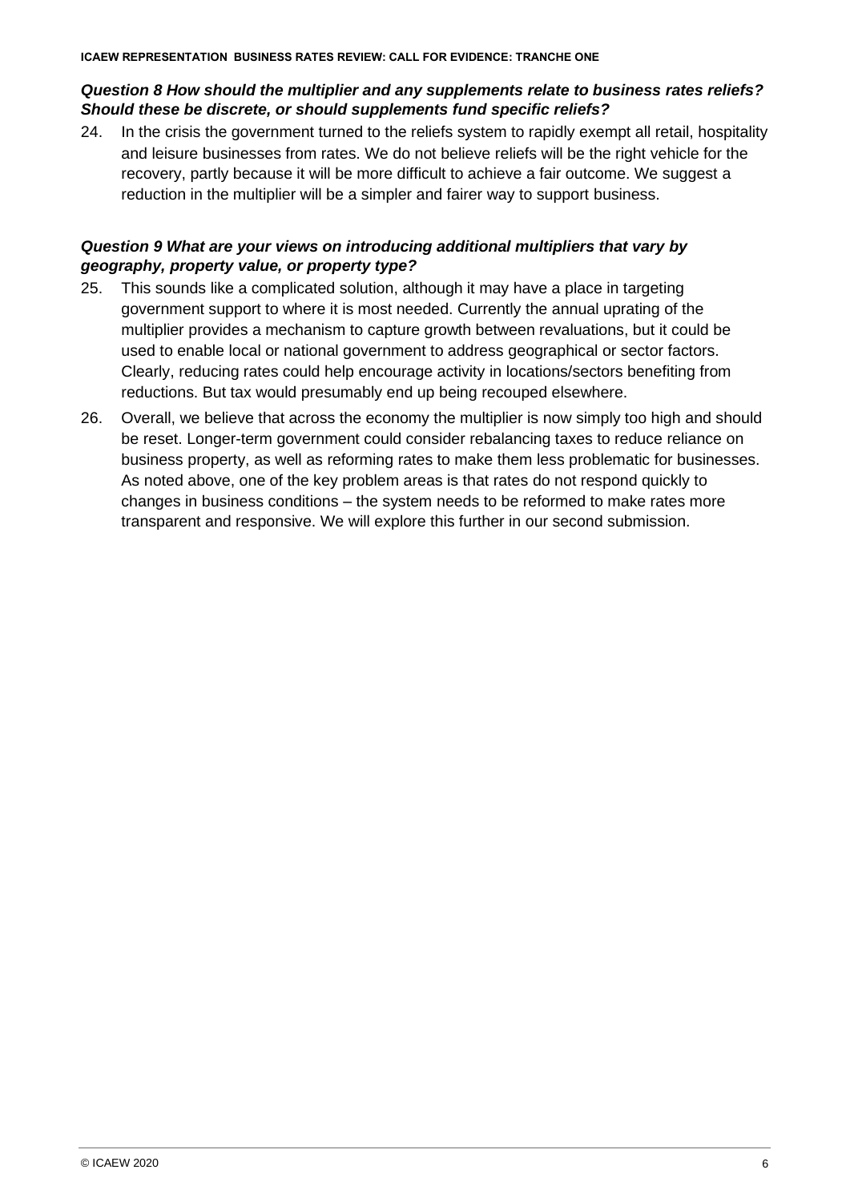***Question 8 How should the multiplier and any supplements relate to business rates reliefs? Should these be discrete, or should supplements fund specific reliefs?***

24. In the crisis the government turned to the reliefs system to rapidly exempt all retail, hospitality and leisure businesses from rates. We do not believe reliefs will be the right vehicle for the recovery, partly because it will be more difficult to achieve a fair outcome. We suggest a reduction in the multiplier will be a simpler and fairer way to support business.

***Question 9 What are your views on introducing additional multipliers that vary by geography, property value, or property type?***

25. This sounds like a complicated solution, although it may have a place in targeting government support to where it is most needed. Currently the annual uprating of the multiplier provides a mechanism to capture growth between revaluations, but it could be used to enable local or national government to address geographical or sector factors. Clearly, reducing rates could help encourage activity in locations/sectors benefiting from reductions. But tax would presumably end up being recouped elsewhere.

26. Overall, we believe that across the economy the multiplier is now simply too high and should be reset. Longer-term government could consider rebalancing taxes to reduce reliance on business property, as well as reforming rates to make them less problematic for businesses. As noted above, one of the key problem areas is that rates do not respond quickly to changes in business conditions – the system needs to be reformed to make rates more transparent and responsive. We will explore this further in our second submission.